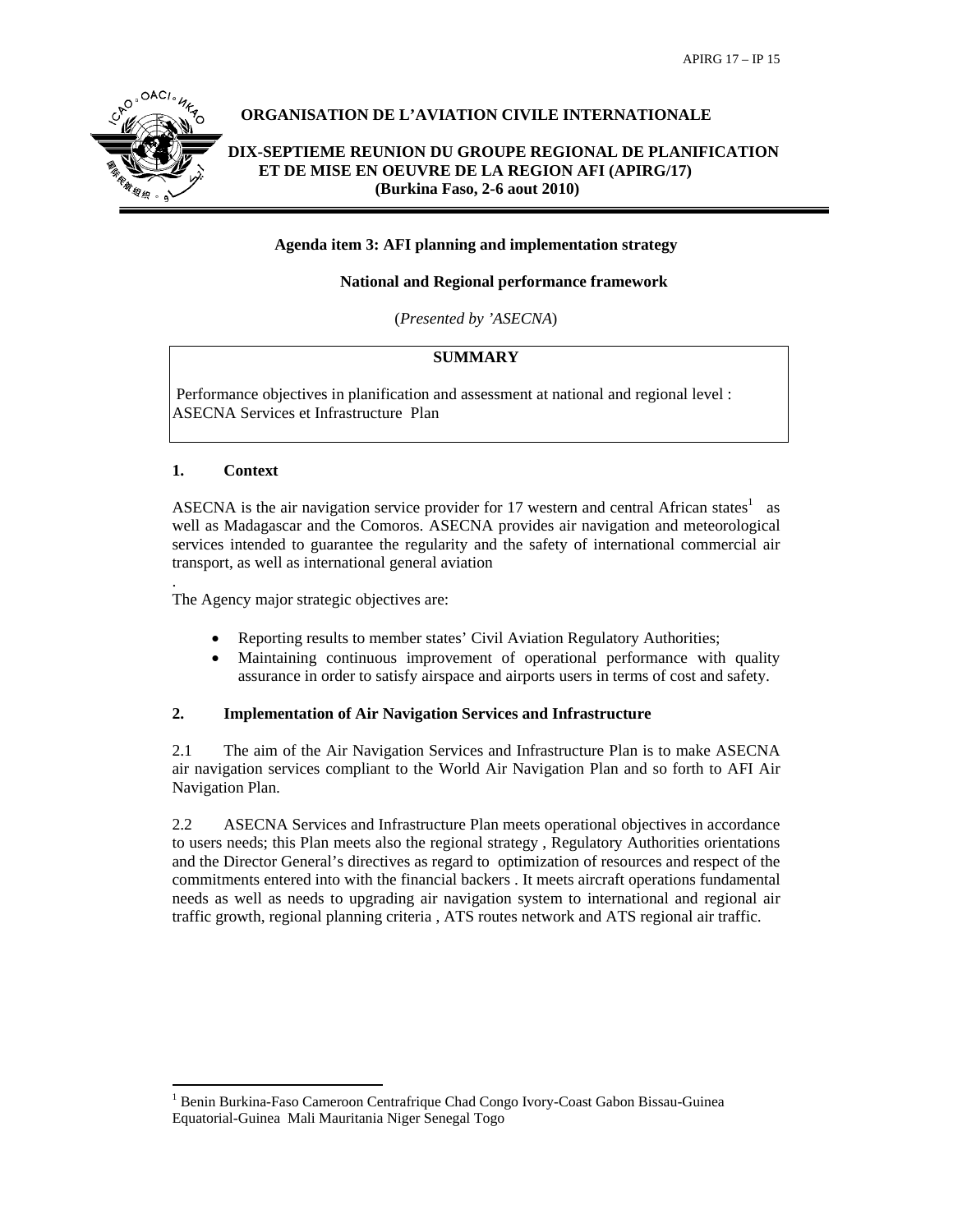**ORGANISATION DE L'AVIATION CIVILE INTERNATIONALE**

**DIX-SEPTIEME REUNION DU GROUPE REGIONAL DE PLANIFICATION ET DE MISE EN OEUVRE DE LA REGION AFI (APIRG/17)**
**(Burkina Faso, 2-6 aout 2010)**

**Agenda item 3: AFI planning and implementation strategy**

**National and Regional performance framework**

(*Presented by 'ASECNA*)

| **SUMMARY** |
|---|
| Performance objectives in planification and assessment at national and regional level : ASECNA Services et Infrastructure Plan |

## 1. Context

ASECNA is the air navigation service provider for 17 western and central African states[1] as well as Madagascar and the Comoros. ASECNA provides air navigation and meteorological services intended to guarantee the regularity and the safety of international commercial air transport, as well as international general aviation

.
The Agency major strategic objectives are:

- Reporting results to member states' Civil Aviation Regulatory Authorities;
- Maintaining continuous improvement of operational performance with quality assurance in order to satisfy airspace and airports users in terms of cost and safety.

## 2. Implementation of Air Navigation Services and Infrastructure

2.1 The aim of the Air Navigation Services and Infrastructure Plan is to make ASECNA air navigation services compliant to the World Air Navigation Plan and so forth to AFI Air Navigation Plan.

2.2 ASECNA Services and Infrastructure Plan meets operational objectives in accordance to users needs; this Plan meets also the regional strategy , Regulatory Authorities orientations and the Director General's directives as regard to optimization of resources and respect of the commitments entered into with the financial backers . It meets aircraft operations fundamental needs as well as needs to upgrading air navigation system to international and regional air traffic growth, regional planning criteria , ATS routes network and ATS regional air traffic.

[1] Benin Burkina-Faso Cameroon Centrafrique Chad Congo Ivory-Coast Gabon Bissau-Guinea Equatorial-Guinea Mali Mauritania Niger Senegal Togo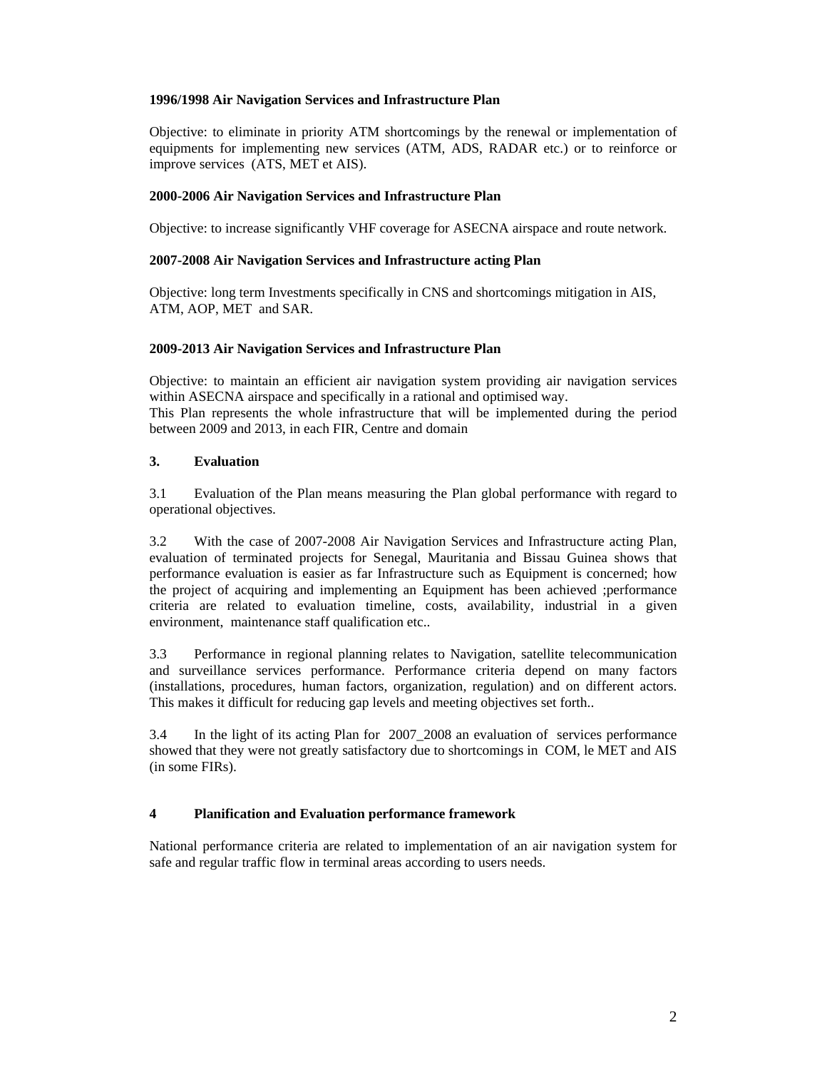**1996/1998 Air Navigation Services and Infrastructure Plan**

Objective: to eliminate in priority ATM shortcomings by the renewal or implementation of equipments for implementing new services (ATM, ADS, RADAR etc.) or to reinforce or improve services (ATS, MET et AIS).

**2000-2006 Air Navigation Services and Infrastructure Plan**

Objective: to increase significantly VHF coverage for ASECNA airspace and route network.

**2007-2008 Air Navigation Services and Infrastructure acting Plan**

Objective: long term Investments specifically in CNS and shortcomings mitigation in AIS, ATM, AOP, MET and SAR.

**2009-2013 Air Navigation Services and Infrastructure Plan**

Objective: to maintain an efficient air navigation system providing air navigation services within ASECNA airspace and specifically in a rational and optimised way.
This Plan represents the whole infrastructure that will be implemented during the period between 2009 and 2013, in each FIR, Centre and domain

## 3. Evaluation

3.1 Evaluation of the Plan means measuring the Plan global performance with regard to operational objectives.

3.2 With the case of 2007-2008 Air Navigation Services and Infrastructure acting Plan, evaluation of terminated projects for Senegal, Mauritania and Bissau Guinea shows that performance evaluation is easier as far Infrastructure such as Equipment is concerned; how the project of acquiring and implementing an Equipment has been achieved ;performance criteria are related to evaluation timeline, costs, availability, industrial in a given environment, maintenance staff qualification etc..

3.3 Performance in regional planning relates to Navigation, satellite telecommunication and surveillance services performance. Performance criteria depend on many factors (installations, procedures, human factors, organization, regulation) and on different actors. This makes it difficult for reducing gap levels and meeting objectives set forth..

3.4 In the light of its acting Plan for 2007_2008 an evaluation of services performance showed that they were not greatly satisfactory due to shortcomings in COM, le MET and AIS (in some FIRs).

## 4 Planification and Evaluation performance framework

National performance criteria are related to implementation of an air navigation system for safe and regular traffic flow in terminal areas according to users needs.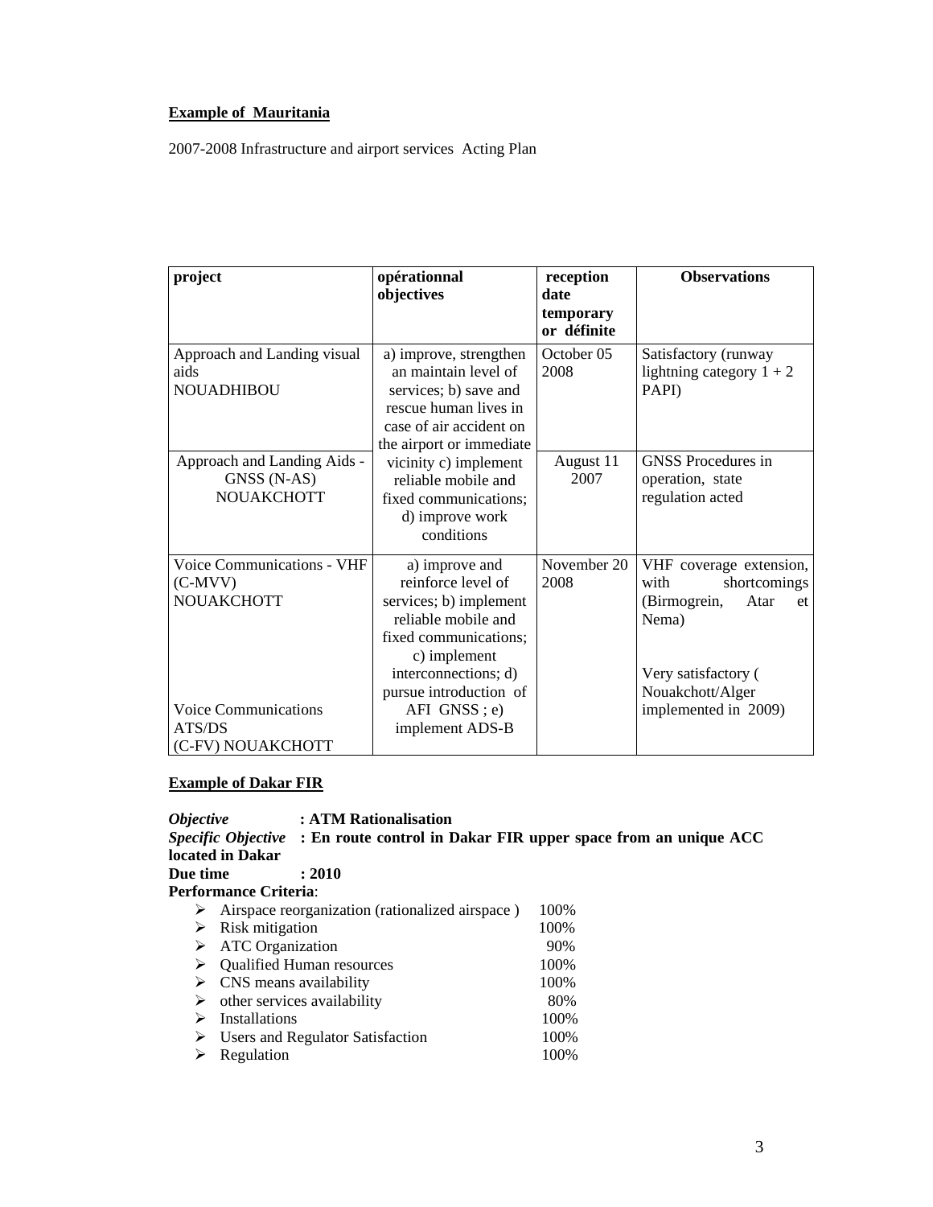**Example of Mauritania**

2007-2008 Infrastructure and airport services Acting Plan

| project | opérationnal objectives | reception date temporary or définite | Observations |
|---|---|---|---|
| Approach and Landing visual aids NOUADHIBOU | a) improve, strengthen an maintain level of services; b) save and rescue human lives in case of air accident on the airport or immediate vicinity c) implement reliable mobile and fixed communications; d) improve work conditions | October 05 2008 | Satisfactory (runway lightning category 1 + 2 PAPI) |
| Approach and Landing Aids - GNSS (N-AS) NOUAKCHOTT | | August 11 2007 | GNSS Procedures in operation, state regulation acted |
| Voice Communications - VHF (C-MVV) NOUAKCHOTT | a) improve and reinforce level of services; b) implement reliable mobile and fixed communications; c) implement interconnections; d) pursue introduction of AFI GNSS ; e) implement ADS-B | November 20 2008 | VHF coverage extension, with shortcomings (Birmogrein, Atar et Nema) |
| Voice Communications ATS/DS (C-FV) NOUAKCHOTT | | | Very satisfactory ( Nouakchott/Alger implemented in 2009) |

**Example of Dakar FIR**

***Objective*** **: ATM Rationalisation**
***Specific Objective*** **: En route control in Dakar FIR upper space from an unique ACC located in Dakar**
**Due time : 2010**
**Performance Criteria**:

- Airspace reorganization (rationalized airspace ) 100%
- Risk mitigation 100%
- ATC Organization 90%
- Qualified Human resources 100%
- CNS means availability 100%
- other services availability 80%
- Installations 100%
- Users and Regulator Satisfaction 100%
- Regulation 100%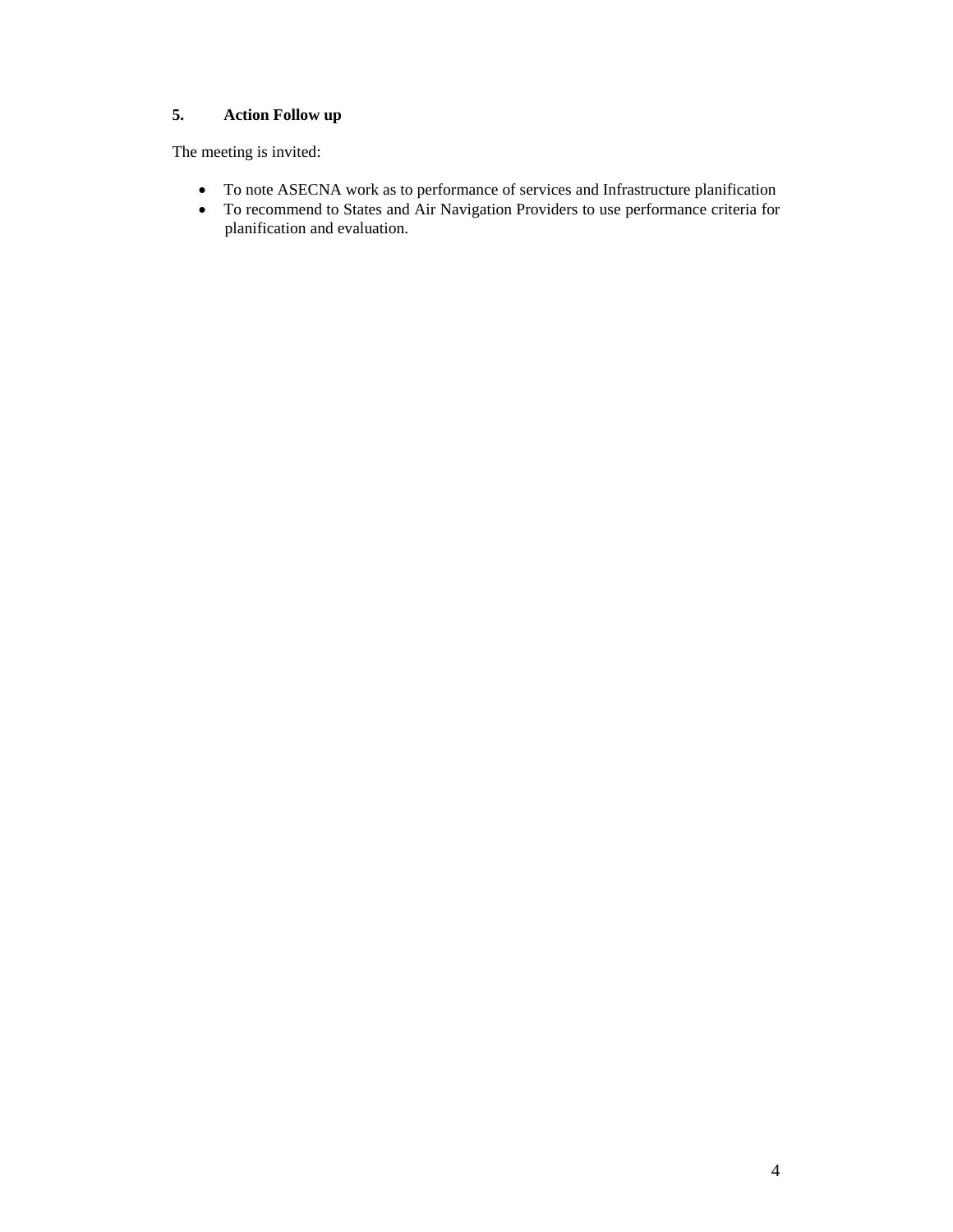## 5. Action Follow up

The meeting is invited:

- To note ASECNA work as to performance of services and Infrastructure planification
- To recommend to States and Air Navigation Providers to use performance criteria for planification and evaluation.